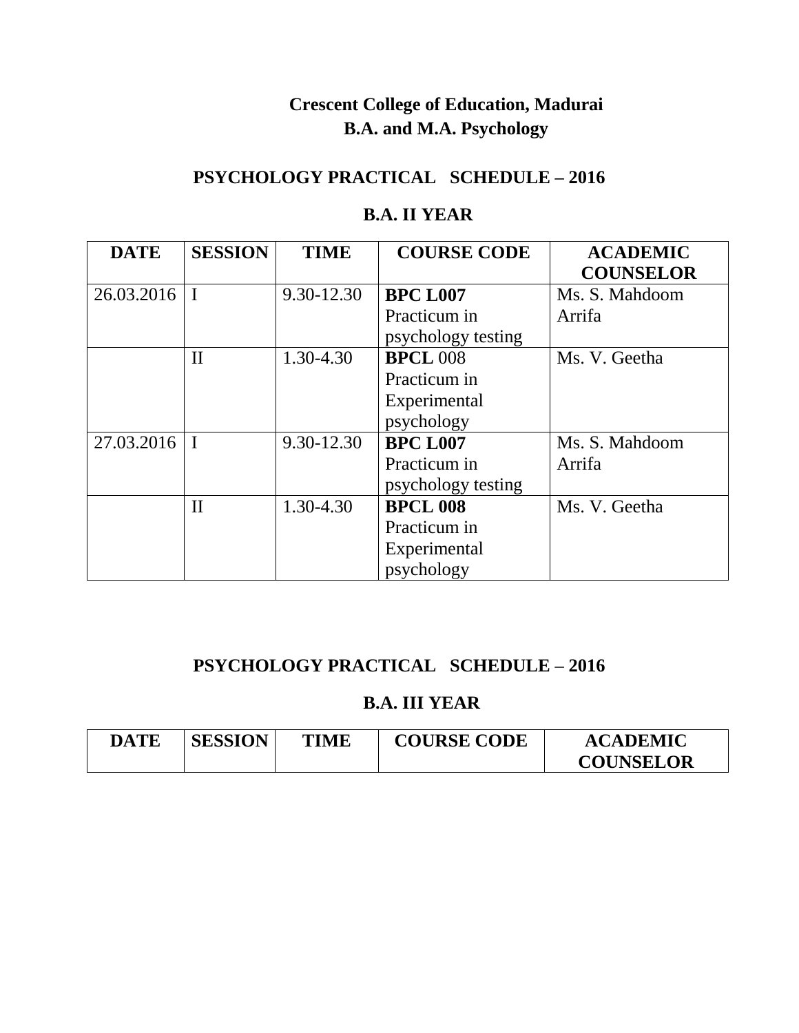# Crescent College of Education, Madurai
## B.A. and M.A. Psychology

## PSYCHOLOGY PRACTICAL SCHEDULE – 2016

### B.A. II YEAR

| DATE | SESSION | TIME | COURSE CODE | ACADEMIC COUNSELOR |
|---|---|---|---|---|
| 26.03.2016 | I | 9.30-12.30 | **BPC L007** Practicum in psychology testing | Ms. S. Mahdoom Arrifa |
| | II | 1.30-4.30 | **BPCL** 008 Practicum in Experimental psychology | Ms. V. Geetha |
| 27.03.2016 | I | 9.30-12.30 | **BPC L007** Practicum in psychology testing | Ms. S. Mahdoom Arrifa |
| | II | 1.30-4.30 | **BPCL 008** Practicum in Experimental psychology | Ms. V. Geetha |

## PSYCHOLOGY PRACTICAL SCHEDULE – 2016

### B.A. III YEAR

| DATE | SESSION | TIME | COURSE CODE | ACADEMIC COUNSELOR |
|---|---|---|---|---|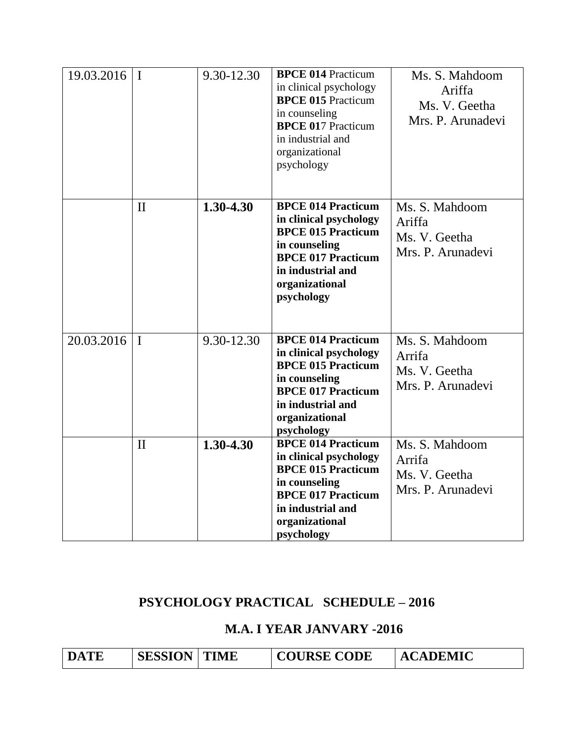| | | | | |
|---|---|---|---|---|
| 19.03.2016 | I | 9.30-12.30 | **BPCE 014** Practicum in clinical psychology **BPCE 015** Practicum in counseling **BPCE 01**7 Practicum in industrial and organizational psychology | Ms. S. Mahdoom Ariffa Ms. V. Geetha Mrs. P. Arunadevi |
| | II | **1.30-4.30** | **BPCE 014 Practicum in clinical psychology BPCE 015 Practicum in counseling BPCE 017 Practicum in industrial and organizational psychology** | Ms. S. Mahdoom Ariffa Ms. V. Geetha Mrs. P. Arunadevi |
| 20.03.2016 | I | 9.30-12.30 | **BPCE 014 Practicum in clinical psychology BPCE 015 Practicum in counseling BPCE 017 Practicum in industrial and organizational psychology** | Ms. S. Mahdoom Arrifa Ms. V. Geetha Mrs. P. Arunadevi |
| | II | **1.30-4.30** | **BPCE 014 Practicum in clinical psychology BPCE 015 Practicum in counseling BPCE 017 Practicum in industrial and organizational psychology** | Ms. S. Mahdoom Arrifa Ms. V. Geetha Mrs. P. Arunadevi |

## PSYCHOLOGY PRACTICAL SCHEDULE – 2016

## M.A. I YEAR JANVARY -2016

| DATE | SESSION | TIME | COURSE CODE | ACADEMIC |
|---|---|---|---|---|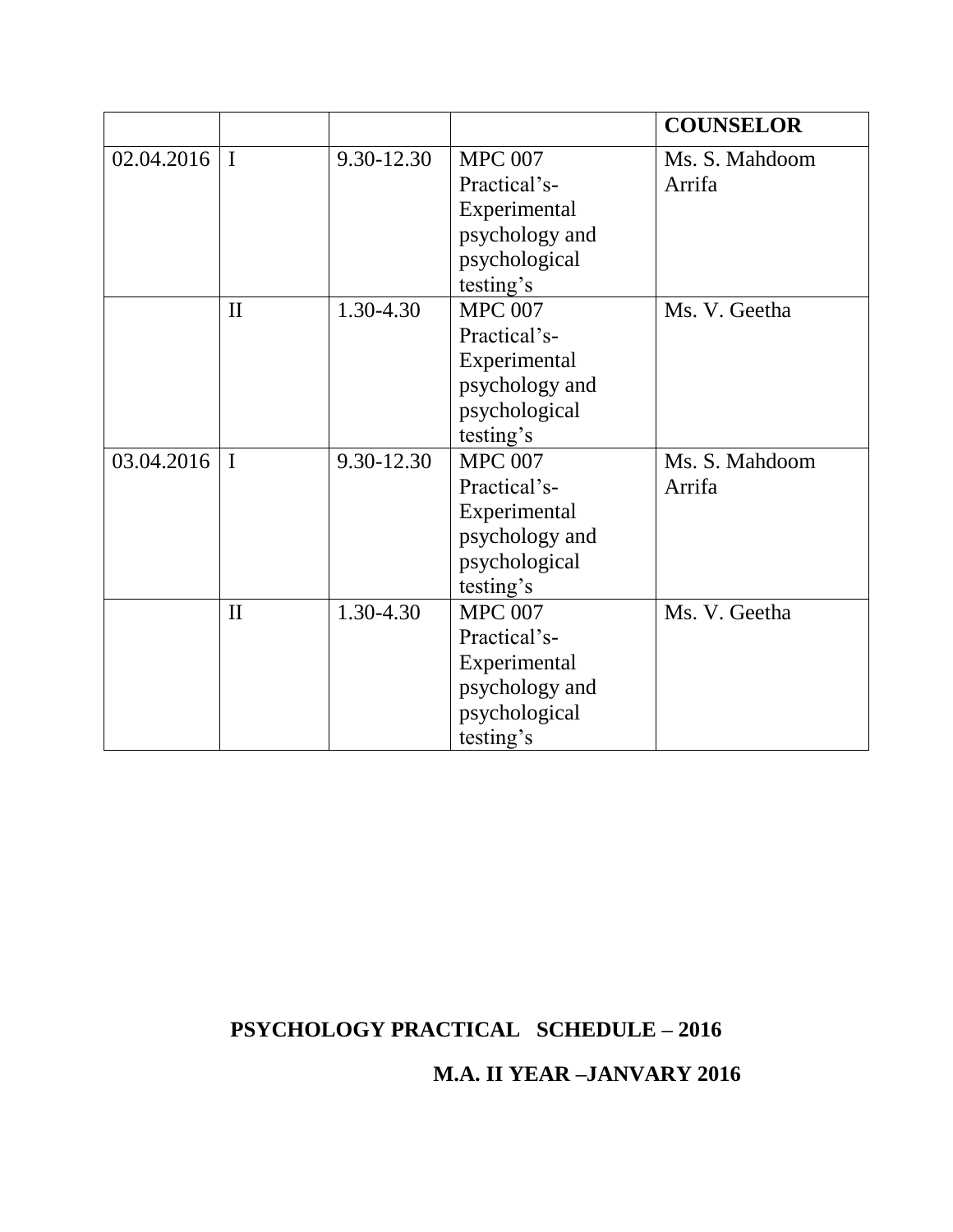| | | | | **COUNSELOR** |
|---|---|---|---|---|
| 02.04.2016 | I | 9.30-12.30 | MPC 007 Practical's-Experimental psychology and psychological testing's | Ms. S. Mahdoom Arrifa |
| | II | 1.30-4.30 | MPC 007 Practical's-Experimental psychology and psychological testing's | Ms. V. Geetha |
| 03.04.2016 | I | 9.30-12.30 | MPC 007 Practical's-Experimental psychology and psychological testing's | Ms. S. Mahdoom Arrifa |
| | II | 1.30-4.30 | MPC 007 Practical's-Experimental psychology and psychological testing's | Ms. V. Geetha |

**PSYCHOLOGY PRACTICAL SCHEDULE – 2016**

**M.A. II YEAR –JANVARY 2016**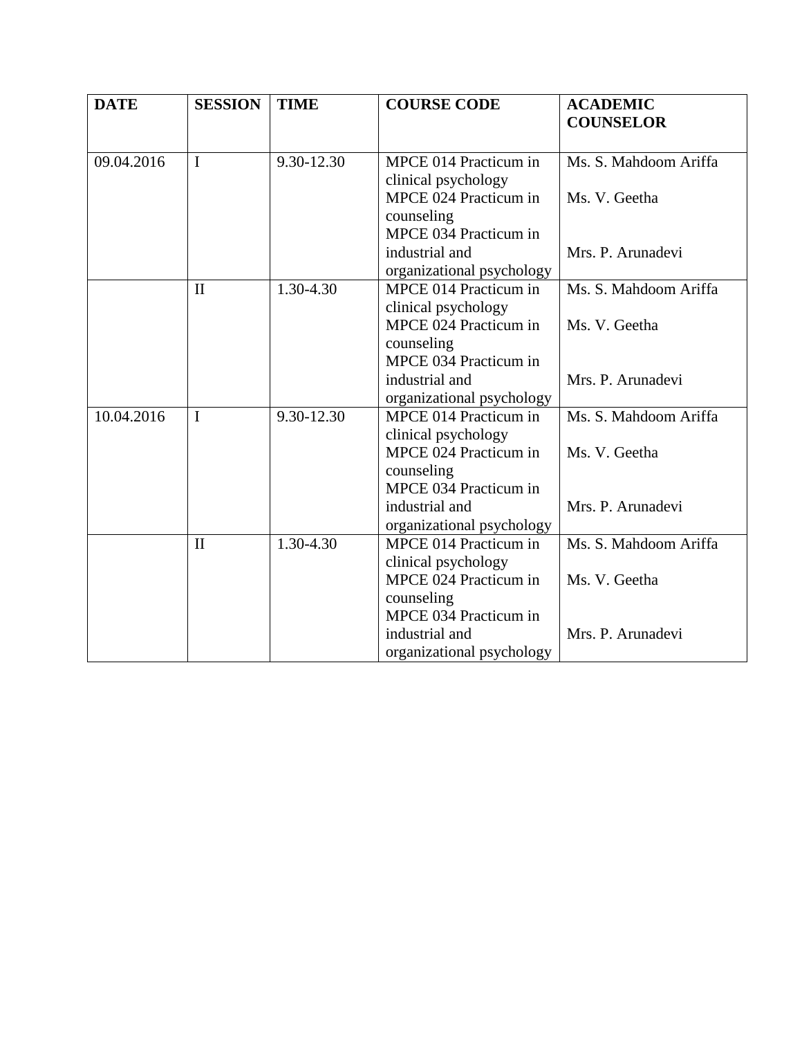| DATE | SESSION | TIME | COURSE CODE | ACADEMIC COUNSELOR |
|---|---|---|---|---|
| 09.04.2016 | I | 9.30-12.30 | MPCE 014 Practicum in clinical psychology<br>MPCE 024 Practicum in counseling<br>MPCE 034 Practicum in industrial and organizational psychology | Ms. S. Mahdoom Ariffa<br>Ms. V. Geetha<br>Mrs. P. Arunadevi |
| | II | 1.30-4.30 | MPCE 014 Practicum in clinical psychology<br>MPCE 024 Practicum in counseling<br>MPCE 034 Practicum in industrial and organizational psychology | Ms. S. Mahdoom Ariffa<br>Ms. V. Geetha<br>Mrs. P. Arunadevi |
| 10.04.2016 | I | 9.30-12.30 | MPCE 014 Practicum in clinical psychology<br>MPCE 024 Practicum in counseling<br>MPCE 034 Practicum in industrial and organizational psychology | Ms. S. Mahdoom Ariffa<br>Ms. V. Geetha<br>Mrs. P. Arunadevi |
| | II | 1.30-4.30 | MPCE 014 Practicum in clinical psychology<br>MPCE 024 Practicum in counseling<br>MPCE 034 Practicum in industrial and organizational psychology | Ms. S. Mahdoom Ariffa<br>Ms. V. Geetha<br>Mrs. P. Arunadevi |